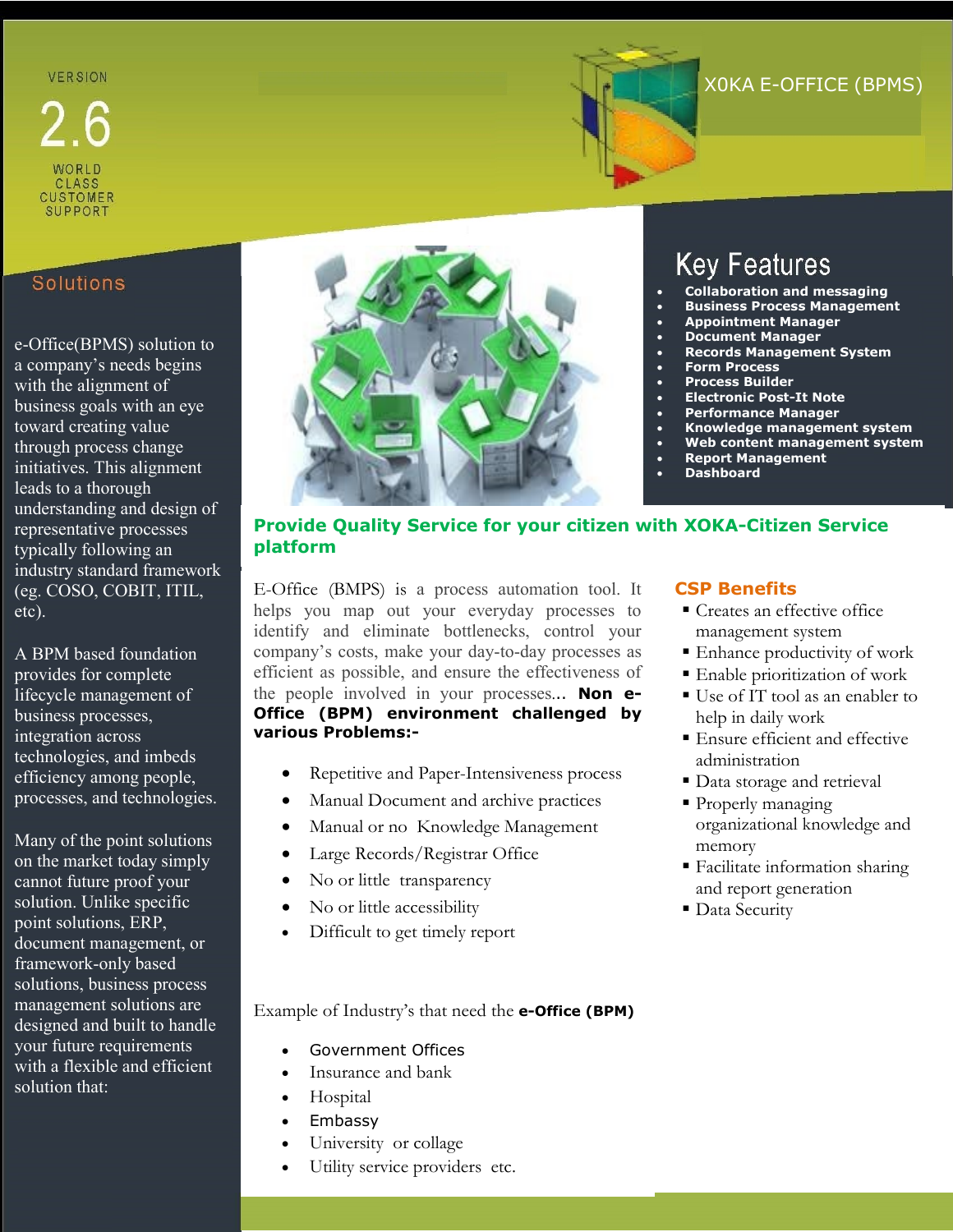VERSION

2.6

WORLD CLASS CUSTOMER SUPPORT

# X0KA E-OFFICE (BPMS)

## Solutions

e-Office(BPMS) solution to a company's needs begins with the alignment of business goals with an eye toward creating value through process change initiatives. This alignment leads to a thorough understanding and design of representative processes typically following an industry standard framework (eg. COSO, COBIT, ITIL, etc).

A BPM based foundation provides for complete lifecycle management of business processes, integration across technologies, and imbeds efficiency among people, processes, and technologies.

Many of the point solutions on the market today simply cannot future proof your solution. Unlike specific point solutions, ERP, document management, or framework-only based solutions, business process management solutions are designed and built to handle your future requirements with a flexible and efficient solution that:

## Key Features

- **Collaboration and messaging**
- **Business Process Management**
- **Appointment Manager**
- **Document Manager**
- **Records Management System**
- **Form Process**
- **Process Builder**
- **Electronic Post-It Note**
- **Performance Manager**
- **Knowledge management system**
- **Web content management system**
- **Report Management**
- **Dashboard**

## Provide Quality Service for your citizen with XOKA-Citizen Service platform

E-Office (BMPS) is a process automation tool. It helps you map out your everyday processes to identify and eliminate bottlenecks, control your company's costs, make your day-to-day processes as efficient as possible, and ensure the effectiveness of the people involved in your processes... **Non e-Office (BPM) environment challenged by various Problems:-**

- Repetitive and Paper-Intensiveness process
- Manual Document and archive practices
- Manual or no Knowledge Management
- Large Records/Registrar Office
- No or little transparency
- No or little accessibility
- Difficult to get timely report

Example of Industry's that need the **e-Office (BPM)**

- Government Offices
- Insurance and bank
- Hospital
- Embassy
- University or collage
- Utility service providers etc.

### CSP Benefits

- Creates an effective office management system
- Enhance productivity of work
- Enable prioritization of work
- Use of IT tool as an enabler to help in daily work
- Ensure efficient and effective administration
- Data storage and retrieval
- Properly managing organizational knowledge and memory
- Facilitate information sharing and report generation
- Data Security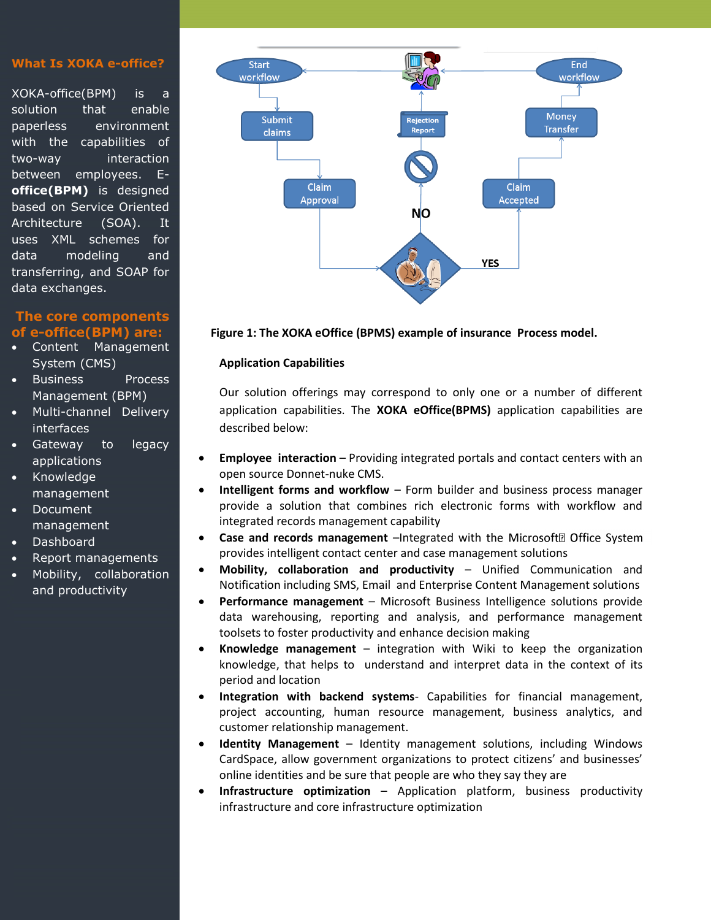## What Is XOKA e-office?

XOKA-office(BPM) is a solution that enable paperless environment with the capabilities of two-way interaction between employees. E-**office(BPM)** is designed based on Service Oriented Architecture (SOA). It uses XML schemes for data modeling and transferring, and SOAP for data exchanges.

## The core components of e-office(BPM) are:

- Content Management System (CMS)
- Business Process Management (BPM)
- Multi-channel Delivery interfaces
- Gateway to legacy applications
- Knowledge management
- Document management
- Dashboard
- Report managements
- Mobility, collaboration and productivity

Start workflow

Submit claims

Claim Approval

Rejection Report

NO

YES

Claim Accepted

Money Transfer

End workflow

**Figure 1: The XOKA eOffice (BPMS) example of insurance Process model.**

### Application Capabilities

Our solution offerings may correspond to only one or a number of different application capabilities. The **XOKA eOffice(BPMS)** application capabilities are described below:

- **Employee interaction** – Providing integrated portals and contact centers with an open source Donnet-nuke CMS.
- **Intelligent forms and workflow** – Form builder and business process manager provide a solution that combines rich electronic forms with workflow and integrated records management capability
- **Case and records management** –Integrated with the Microsoft Office System provides intelligent contact center and case management solutions
- **Mobility, collaboration and productivity** – Unified Communication and Notification including SMS, Email and Enterprise Content Management solutions
- **Performance management** – Microsoft Business Intelligence solutions provide data warehousing, reporting and analysis, and performance management toolsets to foster productivity and enhance decision making
- **Knowledge management** – integration with Wiki to keep the organization knowledge, that helps to understand and interpret data in the context of its period and location
- **Integration with backend systems**- Capabilities for financial management, project accounting, human resource management, business analytics, and customer relationship management.
- **Identity Management** – Identity management solutions, including Windows CardSpace, allow government organizations to protect citizens' and businesses' online identities and be sure that people are who they say they are
- **Infrastructure optimization** – Application platform, business productivity infrastructure and core infrastructure optimization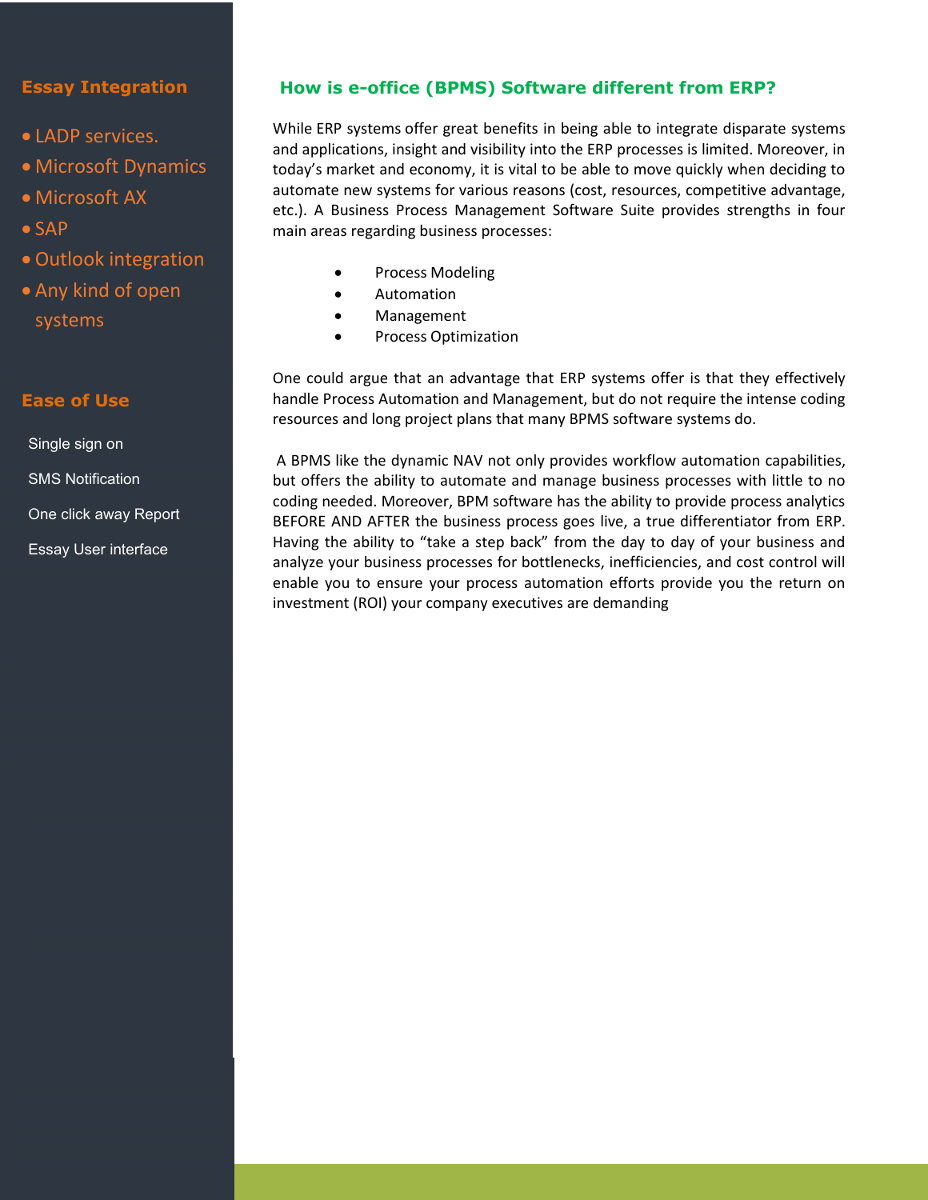## Essay Integration

- LADP services.
- Microsoft Dynamics
- Microsoft AX
- SAP
- Outlook integration
- Any kind of open systems

## Ease of Use

Single sign on

SMS Notification

One click away Report

Essay User interface

## How is e-office (BPMS) Software different from ERP?

While ERP systems offer great benefits in being able to integrate disparate systems and applications, insight and visibility into the ERP processes is limited. Moreover, in today's market and economy, it is vital to be able to move quickly when deciding to automate new systems for various reasons (cost, resources, competitive advantage, etc.). A Business Process Management Software Suite provides strengths in four main areas regarding business processes:

- Process Modeling
- Automation
- Management
- Process Optimization

One could argue that an advantage that ERP systems offer is that they effectively handle Process Automation and Management, but do not require the intense coding resources and long project plans that many BPMS software systems do.

A BPMS like the dynamic NAV not only provides workflow automation capabilities, but offers the ability to automate and manage business processes with little to no coding needed. Moreover, BPM software has the ability to provide process analytics BEFORE AND AFTER the business process goes live, a true differentiator from ERP. Having the ability to "take a step back" from the day to day of your business and analyze your business processes for bottlenecks, inefficiencies, and cost control will enable you to ensure your process automation efforts provide you the return on investment (ROI) your company executives are demanding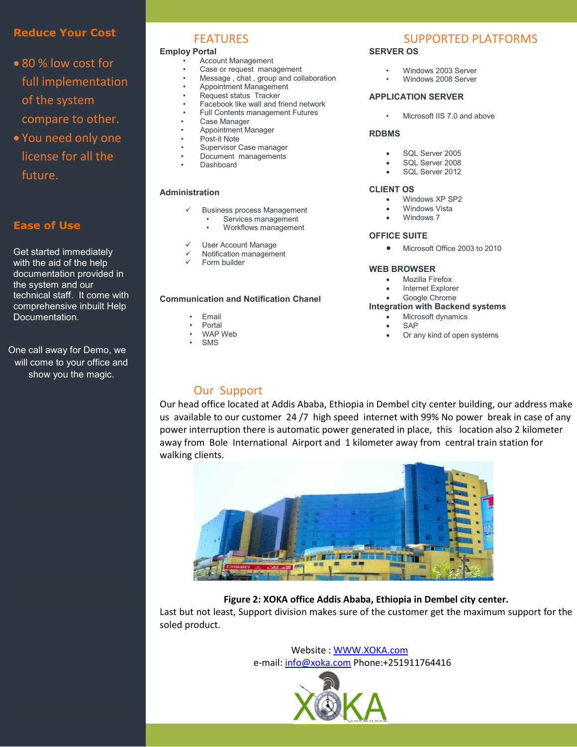## Reduce Your Cost

- 80 % low cost for full implementation of the system compare to other.
- You need only one license for all the future.

## Ease of Use

Get started immediately with the aid of the help documentation provided in the system and our technical staff. It come with comprehensive inbuilt Help Documentation.

One call away for Demo, we will come to your office and show you the magic.

## FEATURES

**Employ Portal**

- Account Management
- Case or request management
- Message , chat , group and collaboration
- Appointment Management
- Request status Tracker
- Facebook like wall and friend network
- Full Contents management Futures
- Case Manager
- Appointment Manager
- Post-it Note
- Supervisor Case manager
- Document managements
- Dashboard

**Administration**

- ✓ Business process Management
  - Services management
  - Workflows management
- ✓ User Account Manage
- ✓ Notification management
- ✓ Form builder

**Communication and Notification Chanel**

- Email
- Portal
- WAP Web
- SMS

## SUPPORTED PLATFORMS

**SERVER OS**

- Windows 2003 Server
- Windows 2008 Server

**APPLICATION SERVER**

- Microsoft IIS 7.0 and above

**RDBMS**

- SQL Server 2005
- SQL Server 2008
- SQL Server 2012

**CLIENT OS**

- Windows XP SP2
- Windows Vista
- Windows 7

**OFFICE SUITE**

- Microsoft Office 2003 to 2010

**WEB BROWSER**

- Mozilla Firefox
- Internet Explorer
- Google Chrome

**Integration with Backend systems**

- Microsoft dynamics
- SAP
- Or any kind of open systems

## Our Support

Our head office located at Addis Ababa, Ethiopia in Dembel city center building, our address make us available to our customer 24 /7 high speed internet with 99% No power break in case of any power interruption there is automatic power generated in place, this location also 2 kilometer away from Bole International Airport and 1 kilometer away from central train station for walking clients.

**Figure 2: XOKA office Addis Ababa, Ethiopia in Dembel city center.**

Last but not least, Support division makes sure of the customer get the maximum support for the soled product.

Website : [WWW.XOKA.com](http://WWW.XOKA.com)
e-mail: [info@xoka.com](mailto:info@xoka.com) Phone:+251911764416